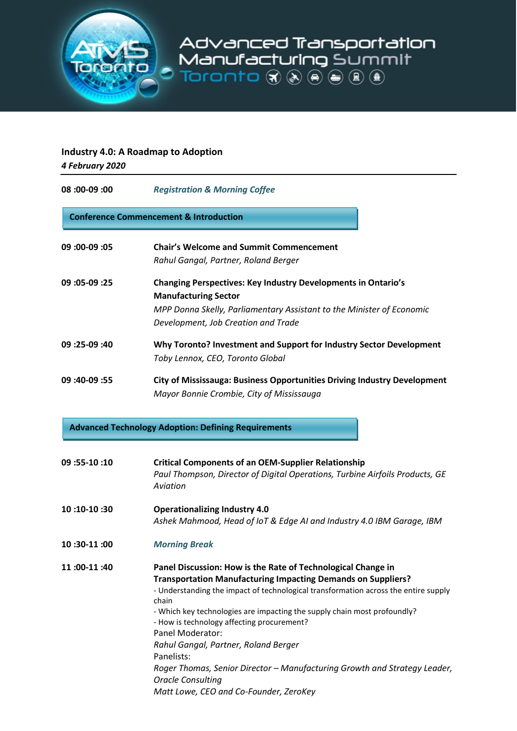# Advanced Transportation Manufacturing Summit Toronto

## Industry 4.0: A Roadmap to Adoption

***4 February 2020***

---

**08 :00-09 :00** *Registration & Morning Coffee*

### Conference Commencement & Introduction

**09 :00-09 :05** **Chair's Welcome and Summit Commencement**
*Rahul Gangal, Partner, Roland Berger*

**09 :05-09 :25** **Changing Perspectives: Key Industry Developments in Ontario's Manufacturing Sector**
*MPP Donna Skelly, Parliamentary Assistant to the Minister of Economic Development, Job Creation and Trade*

**09 :25-09 :40** **Why Toronto? Investment and Support for Industry Sector Development**
*Toby Lennox, CEO, Toronto Global*

**09 :40-09 :55** **City of Mississauga: Business Opportunities Driving Industry Development**
*Mayor Bonnie Crombie, City of Mississauga*

### Advanced Technology Adoption: Defining Requirements

**09 :55-10 :10** **Critical Components of an OEM-Supplier Relationship**
*Paul Thompson, Director of Digital Operations, Turbine Airfoils Products, GE Aviation*

**10 :10-10 :30** **Operationalizing Industry 4.0**
*Ashek Mahmood, Head of IoT & Edge AI and Industry 4.0 IBM Garage, IBM*

**10 :30-11 :00** *Morning Break*

**11 :00-11 :40** **Panel Discussion: How is the Rate of Technological Change in Transportation Manufacturing Impacting Demands on Suppliers?**

- Understanding the impact of technological transformation across the entire supply chain
- Which key technologies are impacting the supply chain most profoundly?
- How is technology affecting procurement?

Panel Moderator:
*Rahul Gangal, Partner, Roland Berger*

Panelists:
*Roger Thomas, Senior Director – Manufacturing Growth and Strategy Leader, Oracle Consulting*
*Matt Lowe, CEO and Co-Founder, ZeroKey*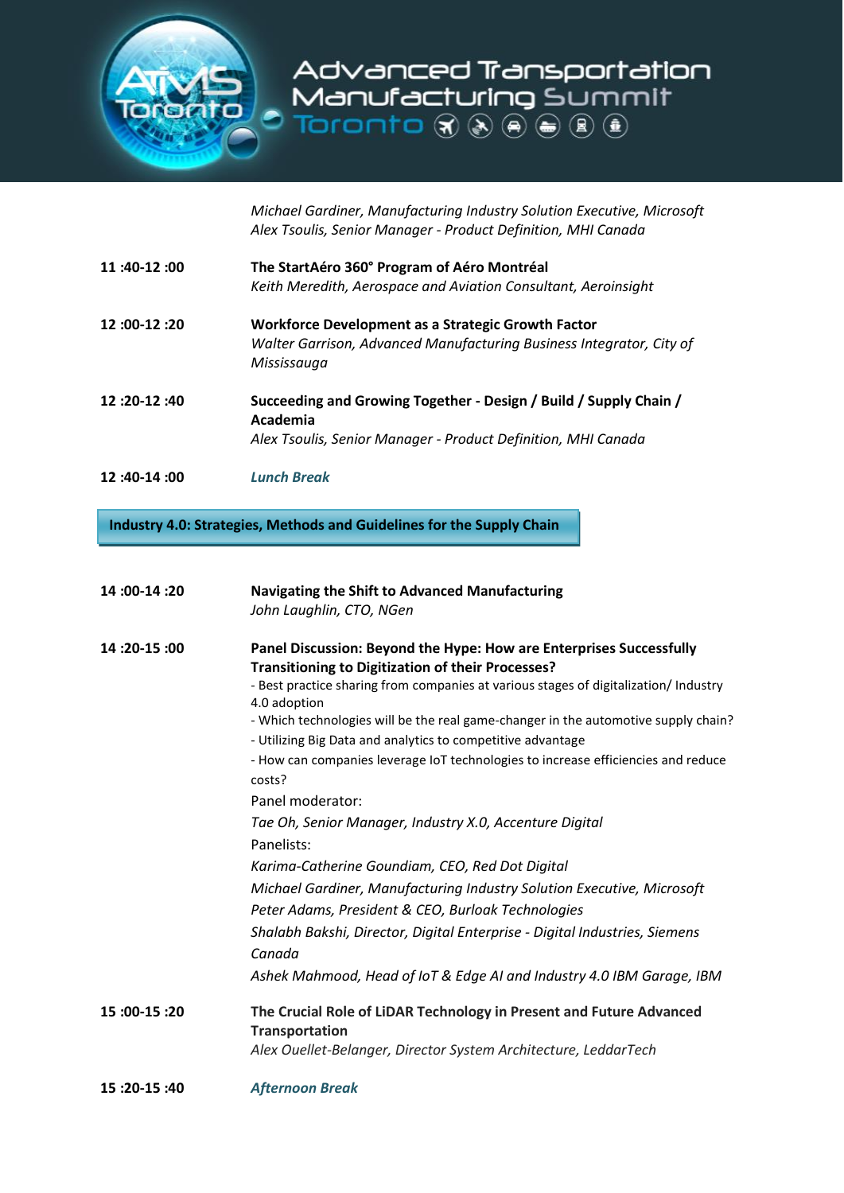*Michael Gardiner, Manufacturing Industry Solution Executive, Microsoft*
*Alex Tsoulis, Senior Manager - Product Definition, MHI Canada*

**11 :40-12 :00** **The StartAéro 360° Program of Aéro Montréal**
*Keith Meredith, Aerospace and Aviation Consultant, Aeroinsight*

**12 :00-12 :20** **Workforce Development as a Strategic Growth Factor**
*Walter Garrison, Advanced Manufacturing Business Integrator, City of Mississauga*

**12 :20-12 :40** **Succeeding and Growing Together - Design / Build / Supply Chain / Academia**
*Alex Tsoulis, Senior Manager - Product Definition, MHI Canada*

**12 :40-14 :00** ***Lunch Break***

## Industry 4.0: Strategies, Methods and Guidelines for the Supply Chain

**14 :00-14 :20** **Navigating the Shift to Advanced Manufacturing**
*John Laughlin, CTO, NGen*

**14 :20-15 :00** **Panel Discussion: Beyond the Hype: How are Enterprises Successfully Transitioning to Digitization of their Processes?**

- Best practice sharing from companies at various stages of digitalization/ Industry 4.0 adoption
- Which technologies will be the real game-changer in the automotive supply chain?
- Utilizing Big Data and analytics to competitive advantage
- How can companies leverage IoT technologies to increase efficiencies and reduce costs?

Panel moderator:

*Tae Oh, Senior Manager, Industry X.0, Accenture Digital*

Panelists:

*Karima-Catherine Goundiam, CEO, Red Dot Digital*
*Michael Gardiner, Manufacturing Industry Solution Executive, Microsoft*
*Peter Adams, President & CEO, Burloak Technologies*
*Shalabh Bakshi, Director, Digital Enterprise - Digital Industries, Siemens Canada*
*Ashek Mahmood, Head of IoT & Edge AI and Industry 4.0 IBM Garage, IBM*

**15 :00-15 :20** **The Crucial Role of LiDAR Technology in Present and Future Advanced Transportation**
*Alex Ouellet-Belanger, Director System Architecture, LeddarTech*

**15 :20-15 :40** ***Afternoon Break***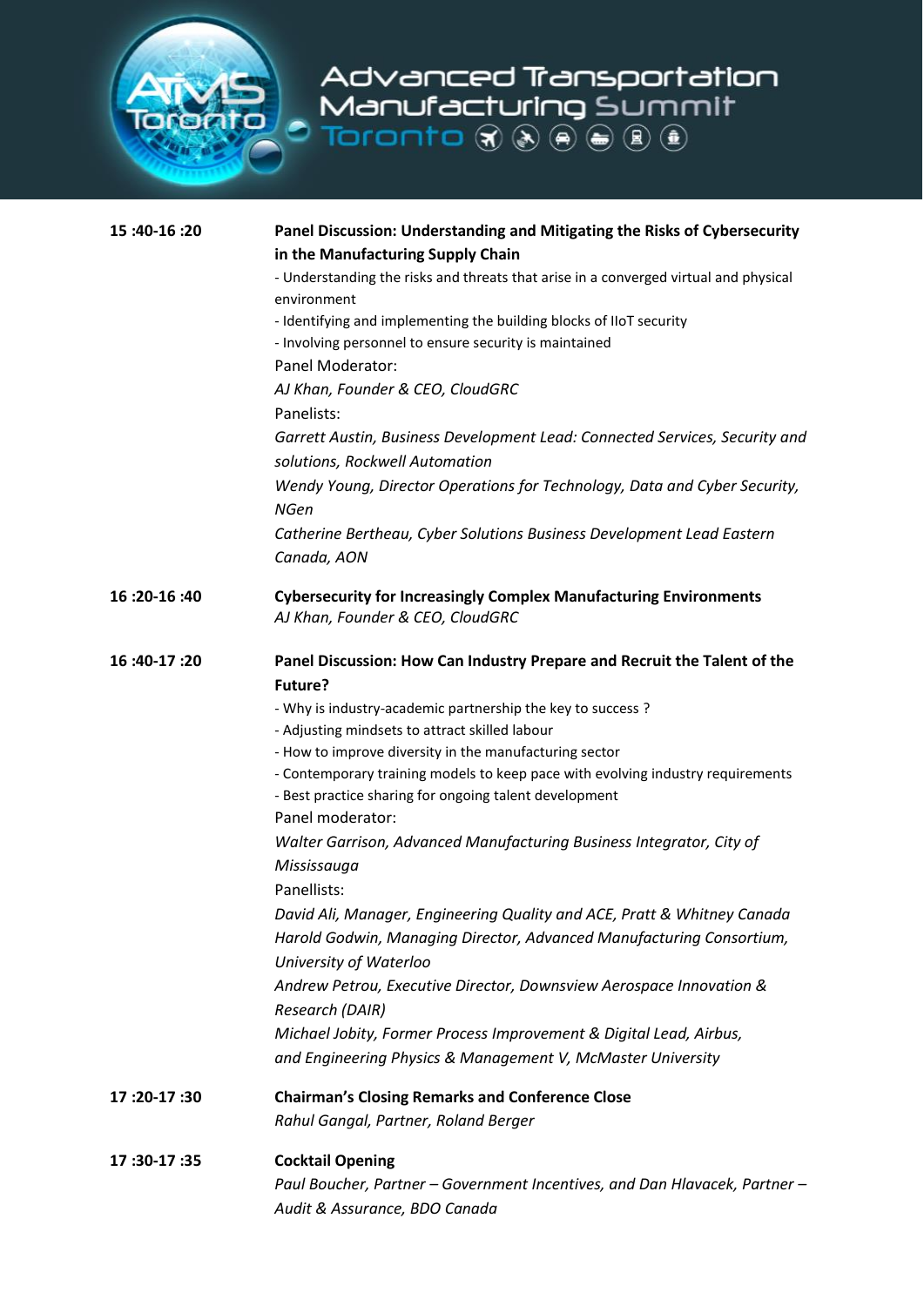# Advanced Transportation Manufacturing Summit Toronto

| | |
|---|---|
| 15 :40-16 :20 | **Panel Discussion: Understanding and Mitigating the Risks of Cybersecurity in the Manufacturing Supply Chain**<br>- Understanding the risks and threats that arise in a converged virtual and physical environment<br>- Identifying and implementing the building blocks of IIoT security<br>- Involving personnel to ensure security is maintained<br>Panel Moderator:<br>*AJ Khan, Founder & CEO, CloudGRC*<br>Panelists:<br>*Garrett Austin, Business Development Lead: Connected Services, Security and solutions, Rockwell Automation*<br>*Wendy Young, Director Operations for Technology, Data and Cyber Security, NGen*<br>*Catherine Bertheau, Cyber Solutions Business Development Lead Eastern Canada, AON* |
| 16 :20-16 :40 | **Cybersecurity for Increasingly Complex Manufacturing Environments**<br>*AJ Khan, Founder & CEO, CloudGRC* |
| 16 :40-17 :20 | **Panel Discussion: How Can Industry Prepare and Recruit the Talent of the Future?**<br>- Why is industry-academic partnership the key to success ?<br>- Adjusting mindsets to attract skilled labour<br>- How to improve diversity in the manufacturing sector<br>- Contemporary training models to keep pace with evolving industry requirements<br>- Best practice sharing for ongoing talent development<br>Panel moderator:<br>*Walter Garrison, Advanced Manufacturing Business Integrator, City of Mississauga*<br>Panellists:<br>*David Ali, Manager, Engineering Quality and ACE, Pratt & Whitney Canada*<br>*Harold Godwin, Managing Director, Advanced Manufacturing Consortium, University of Waterloo*<br>*Andrew Petrou, Executive Director, Downsview Aerospace Innovation & Research (DAIR)*<br>*Michael Jobity, Former Process Improvement & Digital Lead, Airbus, and Engineering Physics & Management V, McMaster University* |
| 17 :20-17 :30 | **Chairman's Closing Remarks and Conference Close**<br>*Rahul Gangal, Partner, Roland Berger* |
| 17 :30-17 :35 | **Cocktail Opening**<br>*Paul Boucher, Partner – Government Incentives, and Dan Hlavacek, Partner – Audit & Assurance, BDO Canada* |